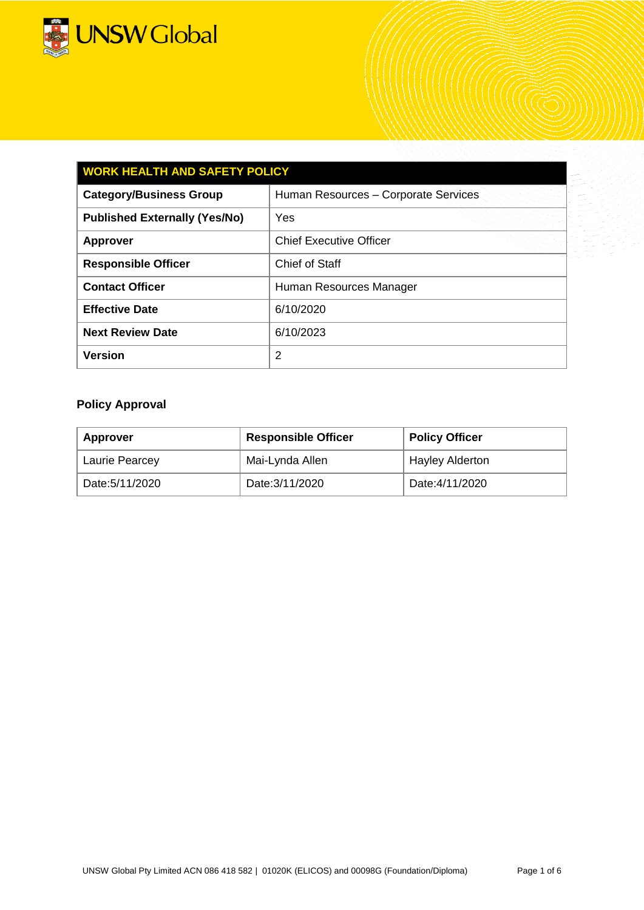| WORK HEALTH AND SAFETY POLICY | |
|---|---|
| **Category/Business Group** | Human Resources – Corporate Services |
| **Published Externally (Yes/No)** | Yes |
| **Approver** | Chief Executive Officer |
| **Responsible Officer** | Chief of Staff |
| **Contact Officer** | Human Resources Manager |
| **Effective Date** | 6/10/2020 |
| **Next Review Date** | 6/10/2023 |
| **Version** | 2 |

### Policy Approval

| Approver | Responsible Officer | Policy Officer |
|---|---|---|
| Laurie Pearcey | Mai-Lynda Allen | Hayley Alderton |
| Date:5/11/2020 | Date:3/11/2020 | Date:4/11/2020 |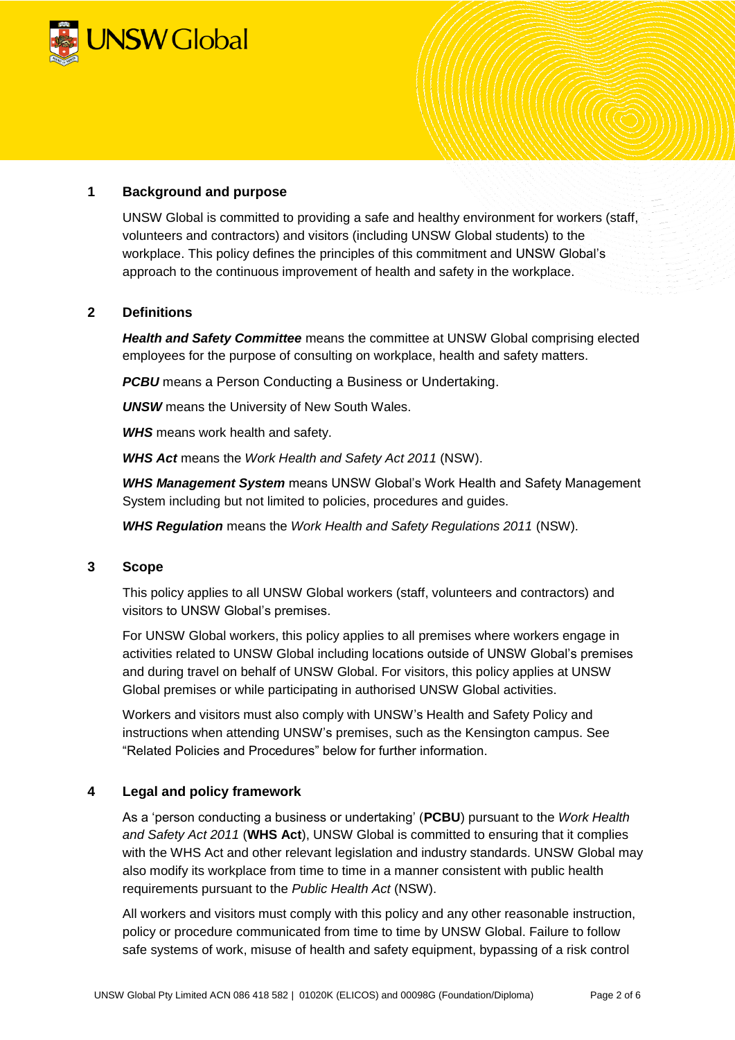## 1 Background and purpose

UNSW Global is committed to providing a safe and healthy environment for workers (staff, volunteers and contractors) and visitors (including UNSW Global students) to the workplace. This policy defines the principles of this commitment and UNSW Global's approach to the continuous improvement of health and safety in the workplace.

## 2 Definitions

***Health and Safety Committee*** means the committee at UNSW Global comprising elected employees for the purpose of consulting on workplace, health and safety matters.

***PCBU*** means a Person Conducting a Business or Undertaking.

***UNSW*** means the University of New South Wales.

***WHS*** means work health and safety.

***WHS Act*** means the *Work Health and Safety Act 2011* (NSW).

***WHS Management System*** means UNSW Global's Work Health and Safety Management System including but not limited to policies, procedures and guides.

***WHS Regulation*** means the *Work Health and Safety Regulations 2011* (NSW).

## 3 Scope

This policy applies to all UNSW Global workers (staff, volunteers and contractors) and visitors to UNSW Global's premises.

For UNSW Global workers, this policy applies to all premises where workers engage in activities related to UNSW Global including locations outside of UNSW Global's premises and during travel on behalf of UNSW Global. For visitors, this policy applies at UNSW Global premises or while participating in authorised UNSW Global activities.

Workers and visitors must also comply with UNSW's Health and Safety Policy and instructions when attending UNSW's premises, such as the Kensington campus. See "Related Policies and Procedures" below for further information.

## 4 Legal and policy framework

As a 'person conducting a business or undertaking' (**PCBU**) pursuant to the *Work Health and Safety Act 2011* (**WHS Act**), UNSW Global is committed to ensuring that it complies with the WHS Act and other relevant legislation and industry standards. UNSW Global may also modify its workplace from time to time in a manner consistent with public health requirements pursuant to the *Public Health Act* (NSW).

All workers and visitors must comply with this policy and any other reasonable instruction, policy or procedure communicated from time to time by UNSW Global. Failure to follow safe systems of work, misuse of health and safety equipment, bypassing of a risk control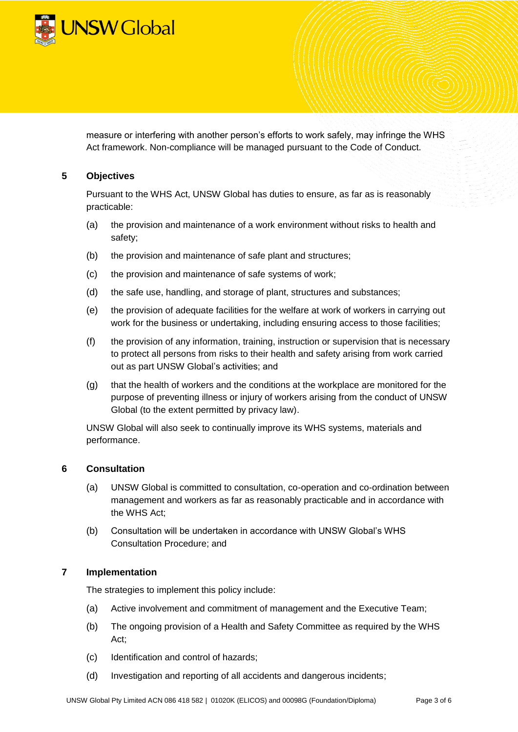measure or interfering with another person's efforts to work safely, may infringe the WHS Act framework. Non-compliance will be managed pursuant to the Code of Conduct.

## 5 Objectives

Pursuant to the WHS Act, UNSW Global has duties to ensure, as far as is reasonably practicable:

(a) the provision and maintenance of a work environment without risks to health and safety;

(b) the provision and maintenance of safe plant and structures;

(c) the provision and maintenance of safe systems of work;

(d) the safe use, handling, and storage of plant, structures and substances;

(e) the provision of adequate facilities for the welfare at work of workers in carrying out work for the business or undertaking, including ensuring access to those facilities;

(f) the provision of any information, training, instruction or supervision that is necessary to protect all persons from risks to their health and safety arising from work carried out as part UNSW Global's activities; and

(g) that the health of workers and the conditions at the workplace are monitored for the purpose of preventing illness or injury of workers arising from the conduct of UNSW Global (to the extent permitted by privacy law).

UNSW Global will also seek to continually improve its WHS systems, materials and performance.

## 6 Consultation

(a) UNSW Global is committed to consultation, co-operation and co-ordination between management and workers as far as reasonably practicable and in accordance with the WHS Act;

(b) Consultation will be undertaken in accordance with UNSW Global's WHS Consultation Procedure; and

## 7 Implementation

The strategies to implement this policy include:

(a) Active involvement and commitment of management and the Executive Team;

(b) The ongoing provision of a Health and Safety Committee as required by the WHS Act;

(c) Identification and control of hazards;

(d) Investigation and reporting of all accidents and dangerous incidents;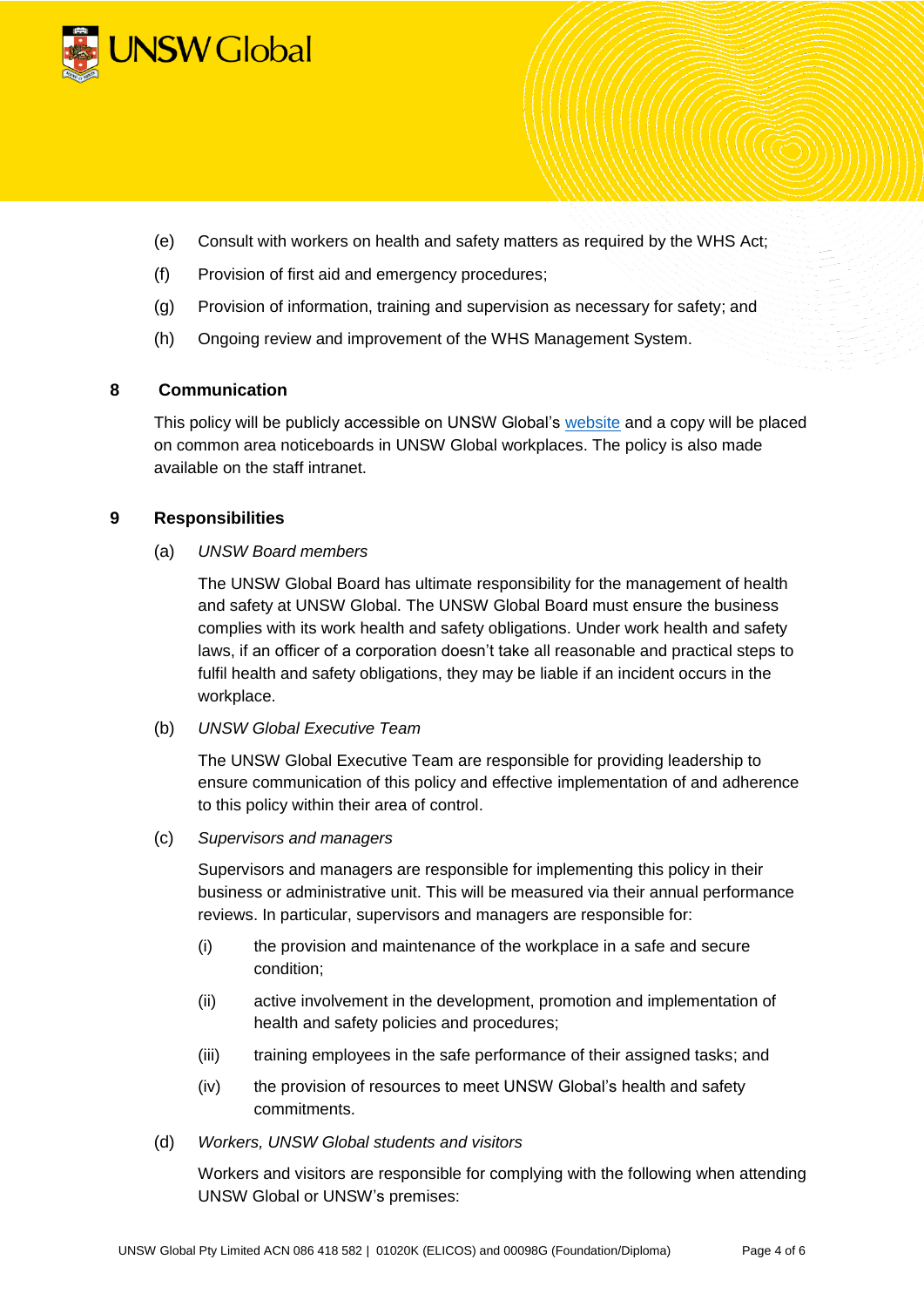(e) Consult with workers on health and safety matters as required by the WHS Act;

(f) Provision of first aid and emergency procedures;

(g) Provision of information, training and supervision as necessary for safety; and

(h) Ongoing review and improvement of the WHS Management System.

## 8 Communication

This policy will be publicly accessible on UNSW Global's website and a copy will be placed on common area noticeboards in UNSW Global workplaces. The policy is also made available on the staff intranet.

## 9 Responsibilities

(a) *UNSW Board members*

The UNSW Global Board has ultimate responsibility for the management of health and safety at UNSW Global. The UNSW Global Board must ensure the business complies with its work health and safety obligations. Under work health and safety laws, if an officer of a corporation doesn't take all reasonable and practical steps to fulfil health and safety obligations, they may be liable if an incident occurs in the workplace.

(b) *UNSW Global Executive Team*

The UNSW Global Executive Team are responsible for providing leadership to ensure communication of this policy and effective implementation of and adherence to this policy within their area of control.

(c) *Supervisors and managers*

Supervisors and managers are responsible for implementing this policy in their business or administrative unit. This will be measured via their annual performance reviews. In particular, supervisors and managers are responsible for:

(i) the provision and maintenance of the workplace in a safe and secure condition;

(ii) active involvement in the development, promotion and implementation of health and safety policies and procedures;

(iii) training employees in the safe performance of their assigned tasks; and

(iv) the provision of resources to meet UNSW Global's health and safety commitments.

(d) *Workers, UNSW Global students and visitors*

Workers and visitors are responsible for complying with the following when attending UNSW Global or UNSW's premises: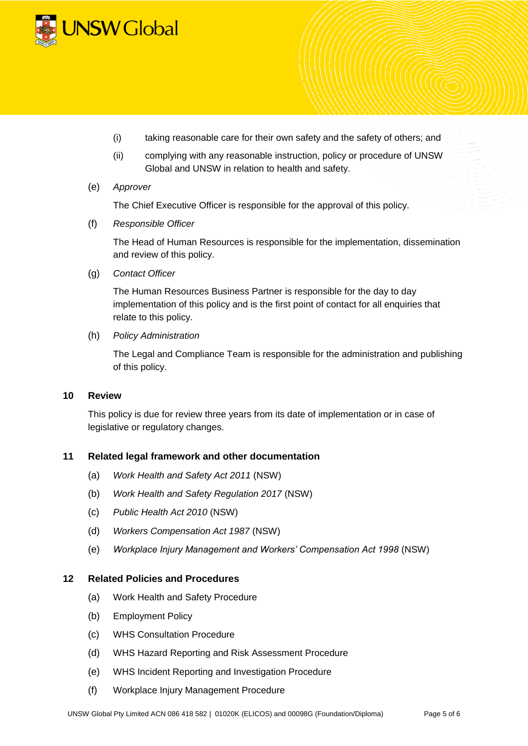(i) taking reasonable care for their own safety and the safety of others; and

(ii) complying with any reasonable instruction, policy or procedure of UNSW Global and UNSW in relation to health and safety.

(e) *Approver*

The Chief Executive Officer is responsible for the approval of this policy.

(f) *Responsible Officer*

The Head of Human Resources is responsible for the implementation, dissemination and review of this policy.

(g) *Contact Officer*

The Human Resources Business Partner is responsible for the day to day implementation of this policy and is the first point of contact for all enquiries that relate to this policy.

(h) *Policy Administration*

The Legal and Compliance Team is responsible for the administration and publishing of this policy.

## 10 Review

This policy is due for review three years from its date of implementation or in case of legislative or regulatory changes.

## 11 Related legal framework and other documentation

(a) *Work Health and Safety Act 2011* (NSW)

(b) *Work Health and Safety Regulation 2017* (NSW)

(c) *Public Health Act 2010* (NSW)

(d) *Workers Compensation Act 1987* (NSW)

(e) *Workplace Injury Management and Workers' Compensation Act 1998* (NSW)

## 12 Related Policies and Procedures

(a) Work Health and Safety Procedure

(b) Employment Policy

(c) WHS Consultation Procedure

(d) WHS Hazard Reporting and Risk Assessment Procedure

(e) WHS Incident Reporting and Investigation Procedure

(f) Workplace Injury Management Procedure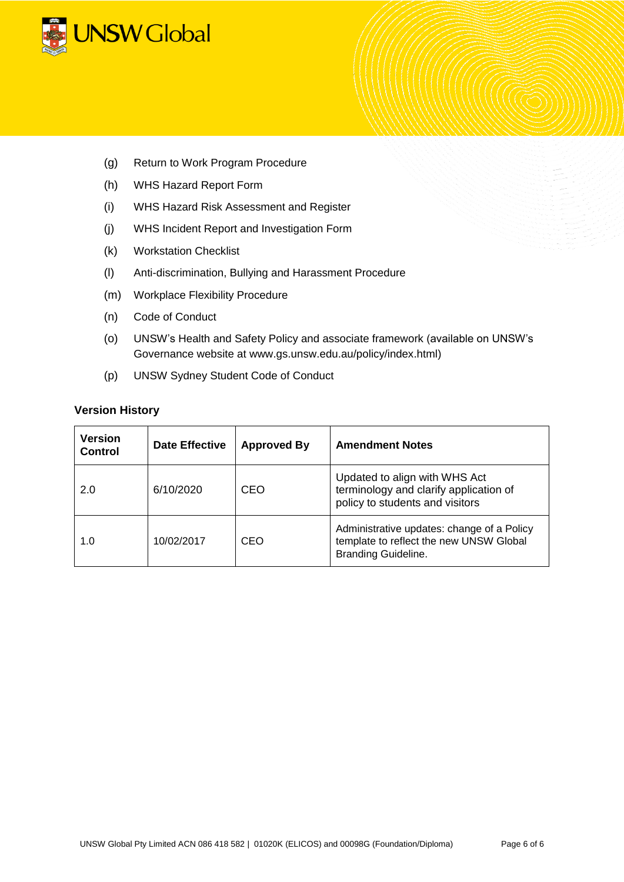(g) Return to Work Program Procedure

(h) WHS Hazard Report Form

(i) WHS Hazard Risk Assessment and Register

(j) WHS Incident Report and Investigation Form

(k) Workstation Checklist

(l) Anti-discrimination, Bullying and Harassment Procedure

(m) Workplace Flexibility Procedure

(n) Code of Conduct

(o) UNSW's Health and Safety Policy and associate framework (available on UNSW's Governance website at www.gs.unsw.edu.au/policy/index.html)

(p) UNSW Sydney Student Code of Conduct

**Version History**

| Version Control | Date Effective | Approved By | Amendment Notes |
| --- | --- | --- | --- |
| 2.0 | 6/10/2020 | CEO | Updated to align with WHS Act terminology and clarify application of policy to students and visitors |
| 1.0 | 10/02/2017 | CEO | Administrative updates: change of a Policy template to reflect the new UNSW Global Branding Guideline. |